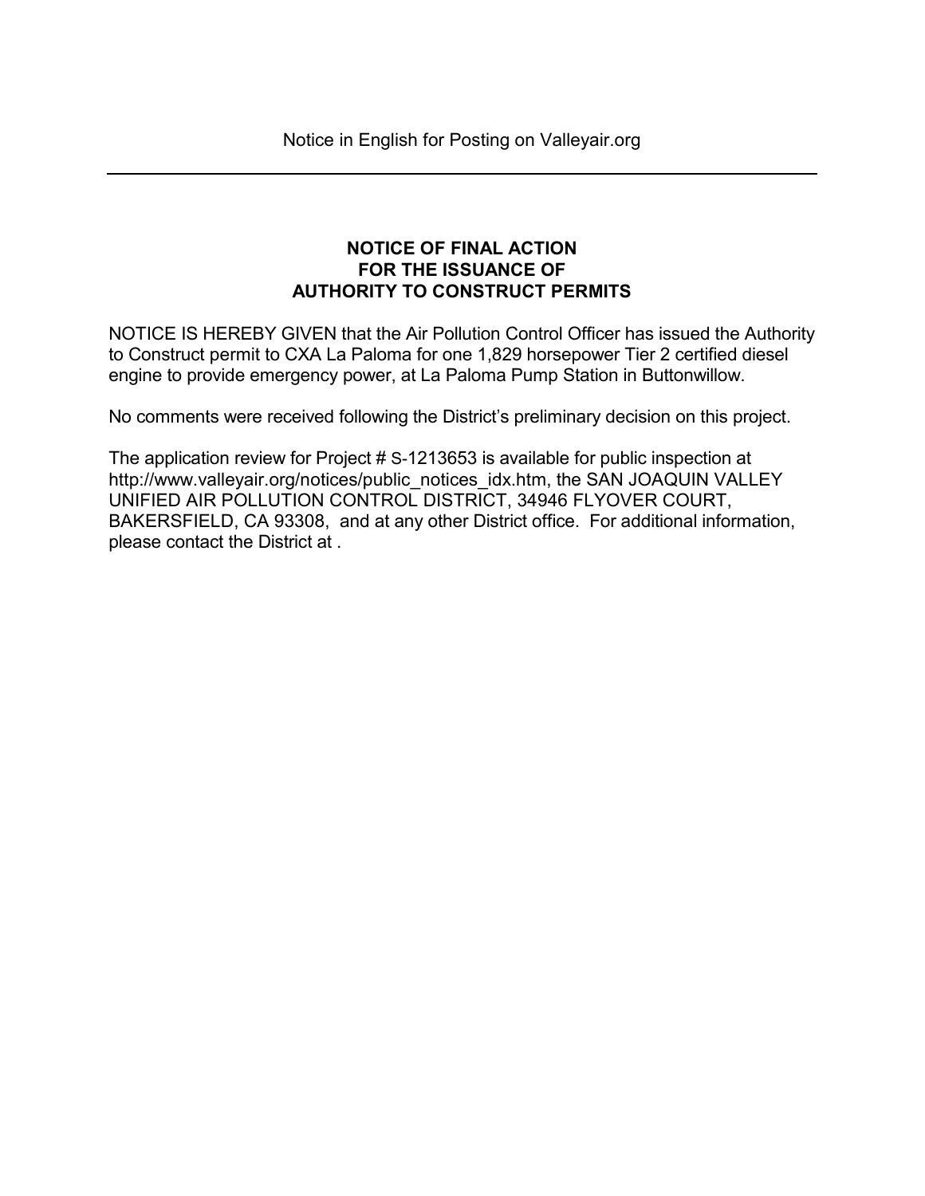Notice in English for Posting on Valleyair.org

---

**NOTICE OF FINAL ACTION**
**FOR THE ISSUANCE OF**
**AUTHORITY TO CONSTRUCT PERMITS**

NOTICE IS HEREBY GIVEN that the Air Pollution Control Officer has issued the Authority to Construct permit to CXA La Paloma for one 1,829 horsepower Tier 2 certified diesel engine to provide emergency power, at La Paloma Pump Station in Buttonwillow.

No comments were received following the District's preliminary decision on this project.

The application review for Project # S-1213653 is available for public inspection at http://www.valleyair.org/notices/public_notices_idx.htm, the SAN JOAQUIN VALLEY UNIFIED AIR POLLUTION CONTROL DISTRICT, 34946 FLYOVER COURT, BAKERSFIELD, CA 93308, and at any other District office. For additional information, please contact the District at .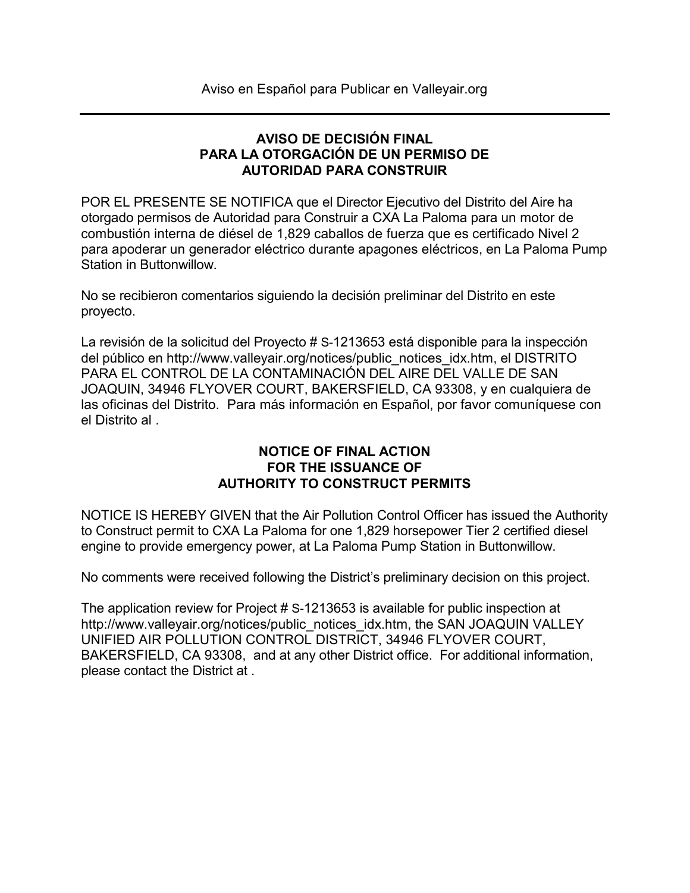Aviso en Español para Publicar en Valleyair.org

---

**AVISO DE DECISIÓN FINAL**
**PARA LA OTORGACIÓN DE UN PERMISO DE**
**AUTORIDAD PARA CONSTRUIR**

POR EL PRESENTE SE NOTIFICA que el Director Ejecutivo del Distrito del Aire ha otorgado permisos de Autoridad para Construir a CXA La Paloma para un motor de combustión interna de diésel de 1,829 caballos de fuerza que es certificado Nivel 2 para apoderar un generador eléctrico durante apagones eléctricos, en La Paloma Pump Station in Buttonwillow.

No se recibieron comentarios siguiendo la decisión preliminar del Distrito en este proyecto.

La revisión de la solicitud del Proyecto # S-1213653 está disponible para la inspección del público en http://www.valleyair.org/notices/public_notices_idx.htm, el DISTRITO PARA EL CONTROL DE LA CONTAMINACIÓN DEL AIRE DEL VALLE DE SAN JOAQUIN, 34946 FLYOVER COURT, BAKERSFIELD, CA 93308, y en cualquiera de las oficinas del Distrito. Para más información en Español, por favor comuníquese con el Distrito al .

**NOTICE OF FINAL ACTION**
**FOR THE ISSUANCE OF**
**AUTHORITY TO CONSTRUCT PERMITS**

NOTICE IS HEREBY GIVEN that the Air Pollution Control Officer has issued the Authority to Construct permit to CXA La Paloma for one 1,829 horsepower Tier 2 certified diesel engine to provide emergency power, at La Paloma Pump Station in Buttonwillow.

No comments were received following the District's preliminary decision on this project.

The application review for Project # S-1213653 is available for public inspection at http://www.valleyair.org/notices/public_notices_idx.htm, the SAN JOAQUIN VALLEY UNIFIED AIR POLLUTION CONTROL DISTRICT, 34946 FLYOVER COURT, BAKERSFIELD, CA 93308, and at any other District office. For additional information, please contact the District at .